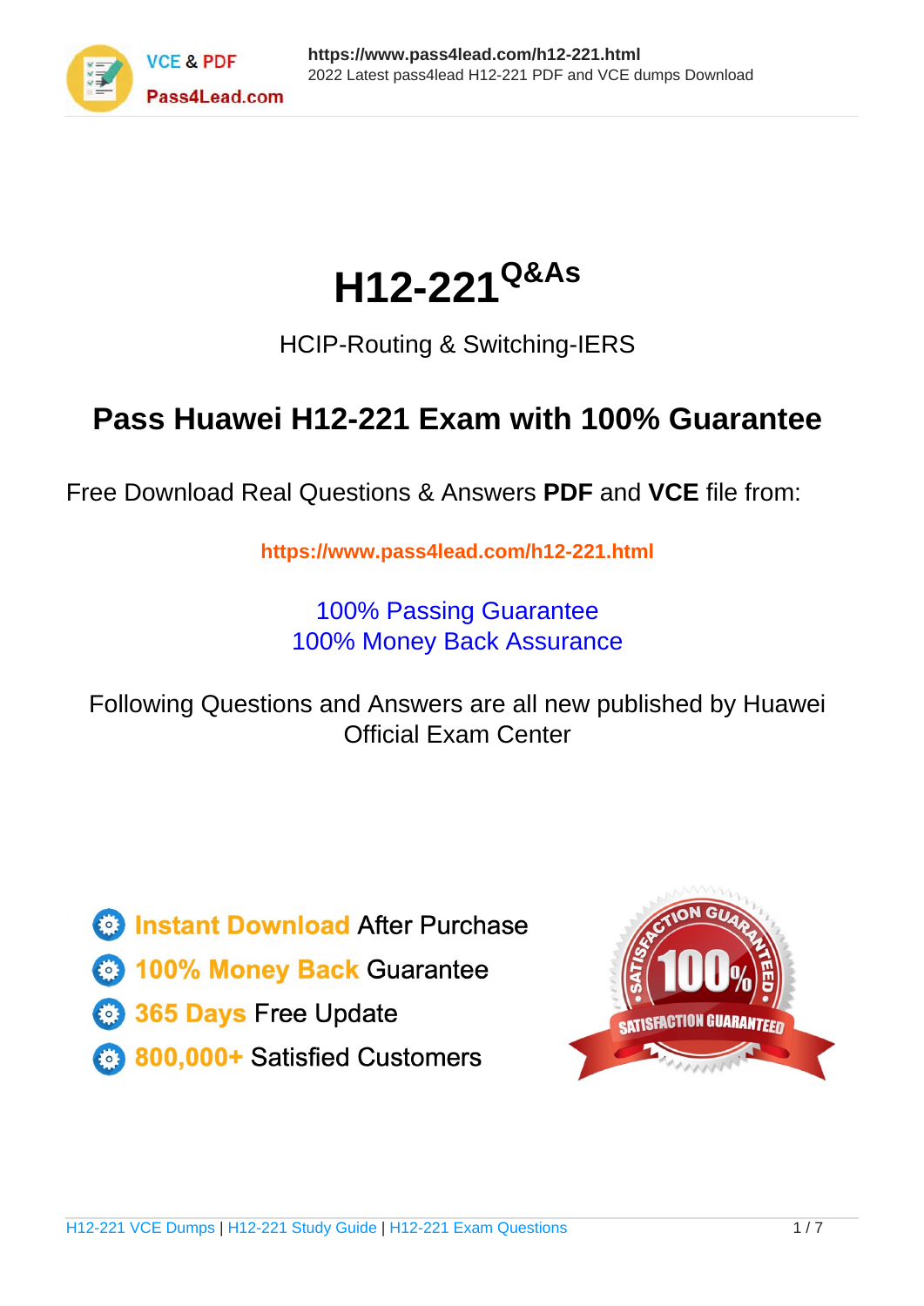# H12-221 [Q&As]

HCIP-Routing & Switching-IERS

## Pass Huawei H12-221 Exam with 100% Guarantee

Free Download Real Questions & Answers **PDF** and **VCE** file from:

https://www.pass4lead.com/h12-221.html

100% Passing Guarantee
100% Money Back Assurance

Following Questions and Answers are all new published by Huawei Official Exam Center

- Instant Download After Purchase
- 100% Money Back Guarantee
- 365 Days Free Update
- 800,000+ Satisfied Customers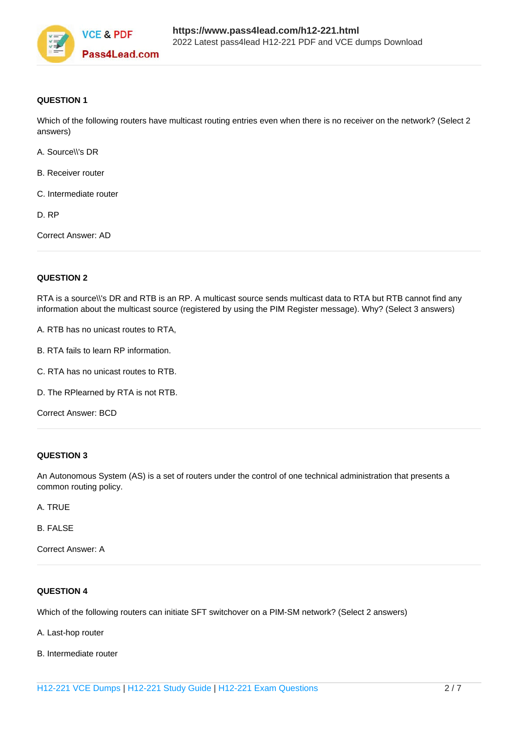**QUESTION 1**

Which of the following routers have multicast routing entries even when there is no receiver on the network? (Select 2 answers)

A. Source\\'s DR

B. Receiver router

C. Intermediate router

D. RP

Correct Answer: AD

---

**QUESTION 2**

RTA is a source\\'s DR and RTB is an RP. A multicast source sends multicast data to RTA but RTB cannot find any information about the multicast source (registered by using the PIM Register message). Why? (Select 3 answers)

A. RTB has no unicast routes to RTA,

B. RTA fails to learn RP information.

C. RTA has no unicast routes to RTB.

D. The RPlearned by RTA is not RTB.

Correct Answer: BCD

---

**QUESTION 3**

An Autonomous System (AS) is a set of routers under the control of one technical administration that presents a common routing policy.

A. TRUE

B. FALSE

Correct Answer: A

---

**QUESTION 4**

Which of the following routers can initiate SFT switchover on a PIM-SM network? (Select 2 answers)

A. Last-hop router

B. Intermediate router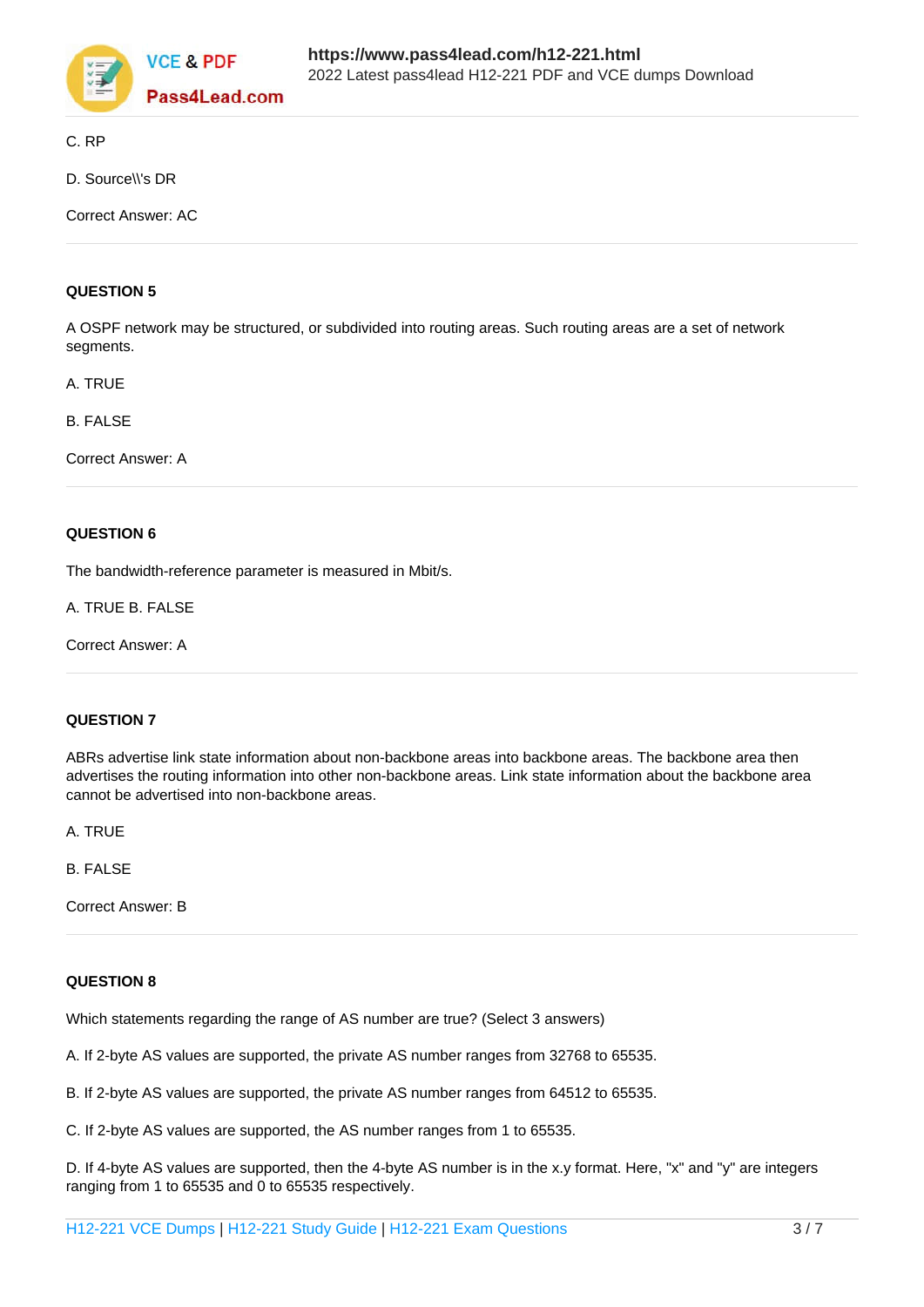C. RP

D. Source\\'s DR

Correct Answer: AC

**QUESTION 5**

A OSPF network may be structured, or subdivided into routing areas. Such routing areas are a set of network segments.

A. TRUE

B. FALSE

Correct Answer: A

**QUESTION 6**

The bandwidth-reference parameter is measured in Mbit/s.

A. TRUE B. FALSE

Correct Answer: A

**QUESTION 7**

ABRs advertise link state information about non-backbone areas into backbone areas. The backbone area then advertises the routing information into other non-backbone areas. Link state information about the backbone area cannot be advertised into non-backbone areas.

A. TRUE

B. FALSE

Correct Answer: B

**QUESTION 8**

Which statements regarding the range of AS number are true? (Select 3 answers)

A. If 2-byte AS values are supported, the private AS number ranges from 32768 to 65535.

B. If 2-byte AS values are supported, the private AS number ranges from 64512 to 65535.

C. If 2-byte AS values are supported, the AS number ranges from 1 to 65535.

D. If 4-byte AS values are supported, then the 4-byte AS number is in the x.y format. Here, "x" and "y" are integers ranging from 1 to 65535 and 0 to 65535 respectively.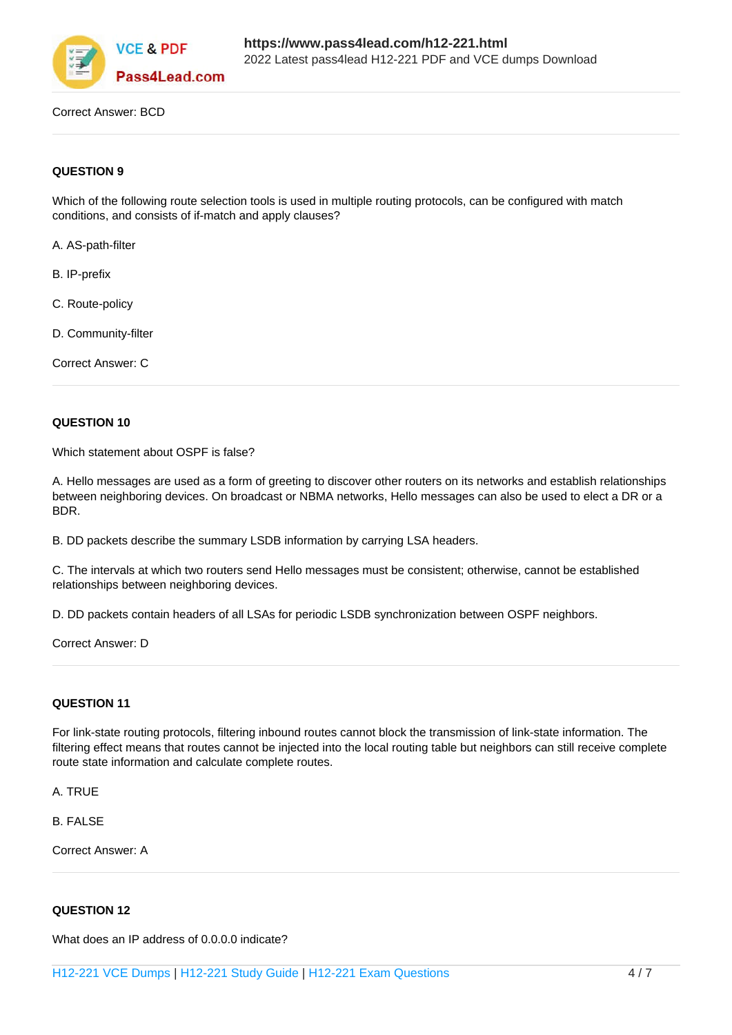Correct Answer: BCD

**QUESTION 9**

Which of the following route selection tools is used in multiple routing protocols, can be configured with match conditions, and consists of if-match and apply clauses?

A. AS-path-filter

B. IP-prefix

C. Route-policy

D. Community-filter

Correct Answer: C

**QUESTION 10**

Which statement about OSPF is false?

A. Hello messages are used as a form of greeting to discover other routers on its networks and establish relationships between neighboring devices. On broadcast or NBMA networks, Hello messages can also be used to elect a DR or a BDR.

B. DD packets describe the summary LSDB information by carrying LSA headers.

C. The intervals at which two routers send Hello messages must be consistent; otherwise, cannot be established relationships between neighboring devices.

D. DD packets contain headers of all LSAs for periodic LSDB synchronization between OSPF neighbors.

Correct Answer: D

**QUESTION 11**

For link-state routing protocols, filtering inbound routes cannot block the transmission of link-state information. The filtering effect means that routes cannot be injected into the local routing table but neighbors can still receive complete route state information and calculate complete routes.

A. TRUE

B. FALSE

Correct Answer: A

**QUESTION 12**

What does an IP address of 0.0.0.0 indicate?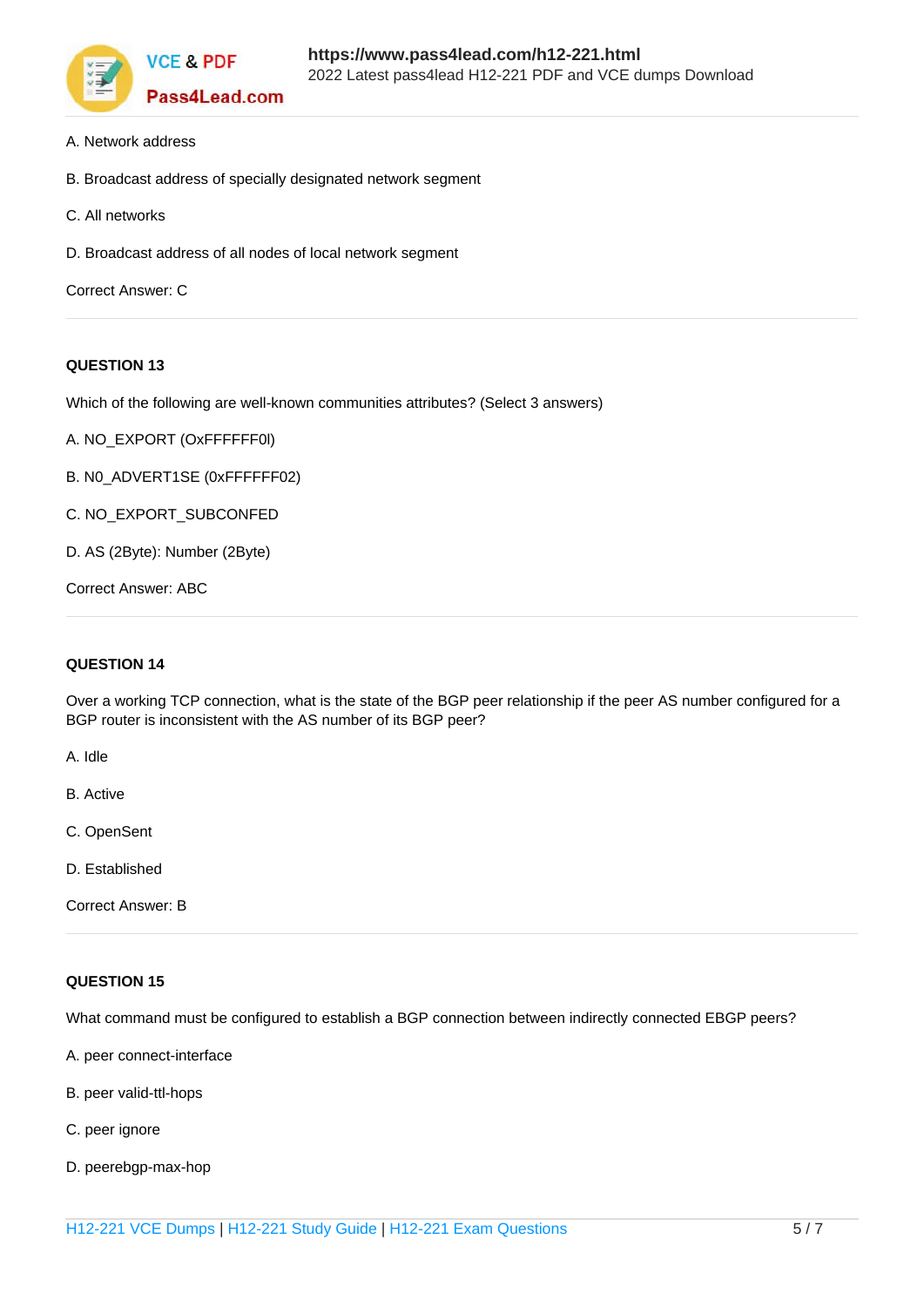A. Network address

B. Broadcast address of specially designated network segment

C. All networks

D. Broadcast address of all nodes of local network segment

Correct Answer: C

---

**QUESTION 13**

Which of the following are well-known communities attributes? (Select 3 answers)

A. NO_EXPORT (OxFFFFFF0l)

B. N0_ADVERT1SE (0xFFFFFF02)

C. NO_EXPORT_SUBCONFED

D. AS (2Byte): Number (2Byte)

Correct Answer: ABC

---

**QUESTION 14**

Over a working TCP connection, what is the state of the BGP peer relationship if the peer AS number configured for a BGP router is inconsistent with the AS number of its BGP peer?

A. Idle

B. Active

C. OpenSent

D. Established

Correct Answer: B

---

**QUESTION 15**

What command must be configured to establish a BGP connection between indirectly connected EBGP peers?

A. peer connect-interface

B. peer valid-ttl-hops

C. peer ignore

D. peerebgp-max-hop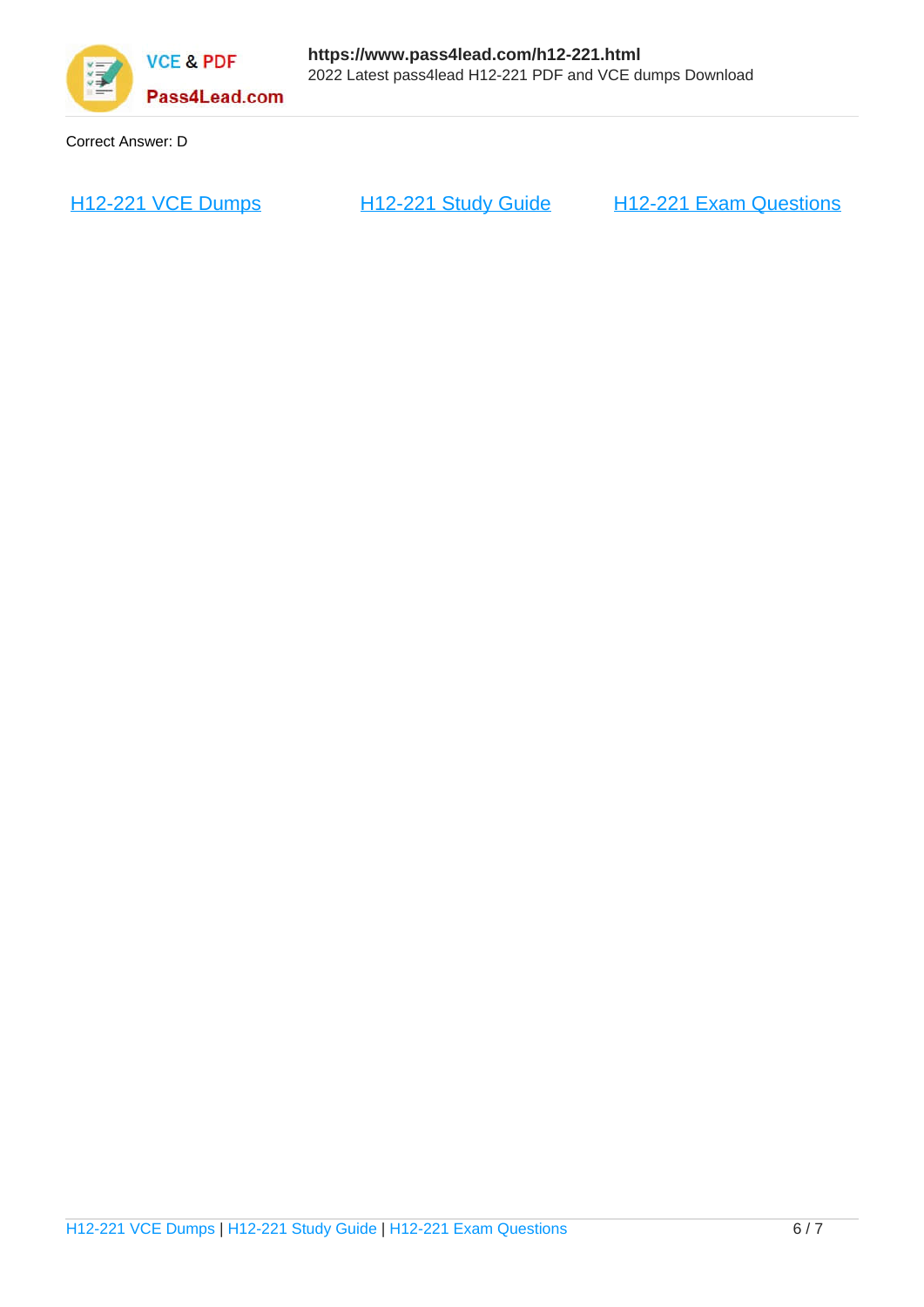Correct Answer: D

[H12-221 VCE Dumps](https://www.pass4lead.com/h12-221.html) [H12-221 Study Guide](https://www.pass4lead.com/h12-221.html) [H12-221 Exam Questions](https://www.pass4lead.com/h12-221.html)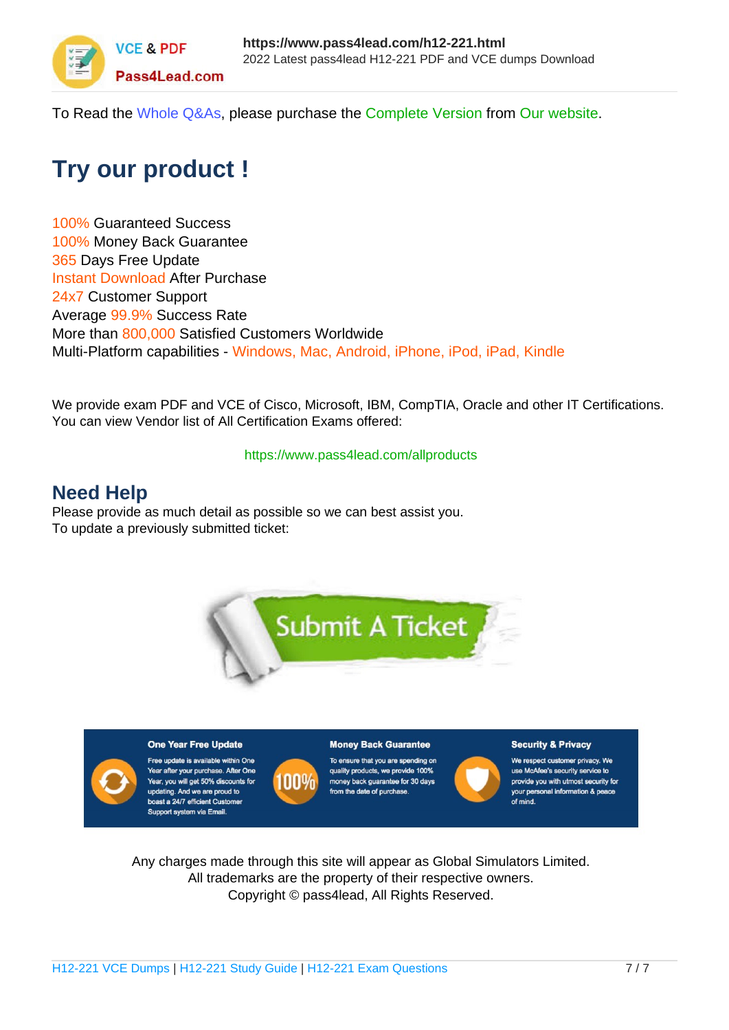To Read the Whole Q&As, please purchase the Complete Version from Our website.

# Try our product !

100% Guaranteed Success
100% Money Back Guarantee
365 Days Free Update
Instant Download After Purchase
24x7 Customer Support
Average 99.9% Success Rate
More than 800,000 Satisfied Customers Worldwide
Multi-Platform capabilities - Windows, Mac, Android, iPhone, iPod, iPad, Kindle

We provide exam PDF and VCE of Cisco, Microsoft, IBM, CompTIA, Oracle and other IT Certifications.
You can view Vendor list of All Certification Exams offered:

https://www.pass4lead.com/allproducts

## Need Help

Please provide as much detail as possible so we can best assist you.
To update a previously submitted ticket:

Submit A Ticket

**One Year Free Update**
Free update is available within One Year after your purchase. After One Year, you will get 50% discounts for updating. And we are proud to boast a 24/7 efficient Customer Support system via Email.

**Money Back Guarantee**
To ensure that you are spending on quality products, we provide 100% money back guarantee for 30 days from the date of purchase.

**Security & Privacy**
We respect customer privacy. We use McAfee's security service to provide you with utmost security for your personal information & peace of mind.

Any charges made through this site will appear as Global Simulators Limited.
All trademarks are the property of their respective owners.
Copyright © pass4lead, All Rights Reserved.